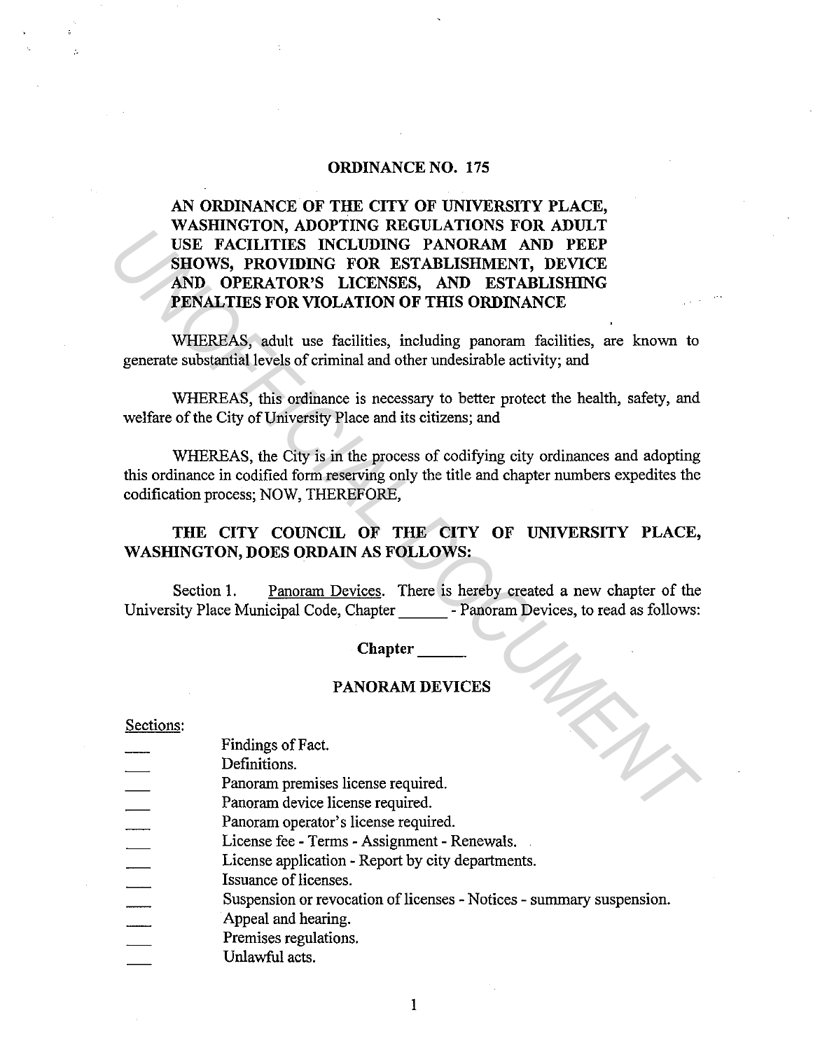**ORDINANCE NO. 175**

**AN ORDINANCE OF THE CITY OF UNIVERSITY PLACE, WASHINGTON, ADOPTING REGULATIONS FOR ADULT USE FACILITIES INCLUDING PANORAM AND PEEP SHOWS, PROVIDING FOR ESTABLISHMENT, DEVICE AND OPERATOR'S LICENSES, AND ESTABLISHING PENALTIES FOR VIOLATION OF THIS ORDINANCE**

WHEREAS, adult use facilities, including panoram facilities, are known to generate substantial levels of criminal and other undesirable activity; and

WHEREAS, this ordinance is necessary to better protect the health, safety, and welfare of the City of University Place and its citizens; and

WHEREAS, the City is in the process of codifying city ordinances and adopting this ordinance in codified form reserving only the title and chapter numbers expedites the codification process; NOW, THEREFORE,

**THE CITY COUNCIL OF THE CITY OF UNIVERSITY PLACE, WASHINGTON, DOES ORDAIN AS FOLLOWS:**

Section 1. Panoram Devices. There is hereby created a new chapter of the University Place Municipal Code, Chapter ______ - Panoram Devices, to read as follows:

**Chapter ______**

**PANORAM DEVICES**

Sections:

___ Findings of Fact.
___ Definitions.
___ Panoram premises license required.
___ Panoram device license required.
___ Panoram operator's license required.
___ License fee - Terms - Assignment - Renewals.
___ License application - Report by city departments.
___ Issuance of licenses.
___ Suspension or revocation of licenses - Notices - summary suspension.
___ Appeal and hearing.
___ Premises regulations.
___ Unlawful acts.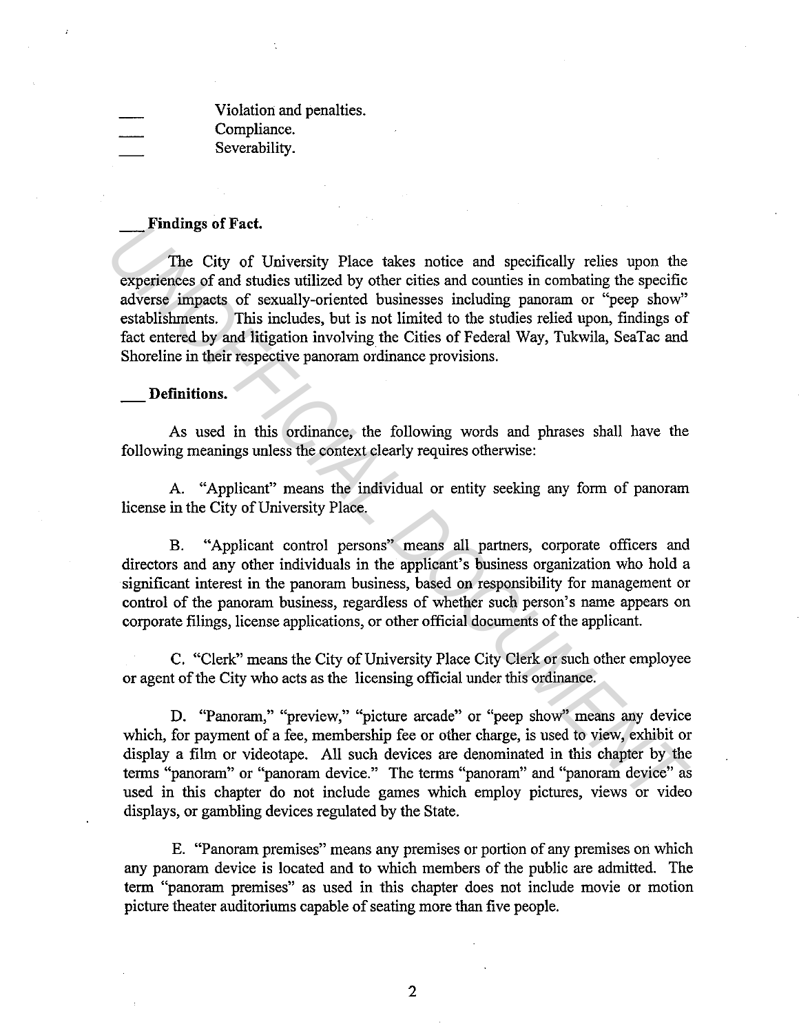\_\_\_ Violation and penalties.
\_\_\_ Compliance.
\_\_\_ Severability.

**\_\_\_ Findings of Fact.**

The City of University Place takes notice and specifically relies upon the experiences of and studies utilized by other cities and counties in combating the specific adverse impacts of sexually-oriented businesses including panoram or "peep show" establishments. This includes, but is not limited to the studies relied upon, findings of fact entered by and litigation involving the Cities of Federal Way, Tukwila, SeaTac and Shoreline in their respective panoram ordinance provisions.

**\_\_\_ Definitions.**

As used in this ordinance, the following words and phrases shall have the following meanings unless the context clearly requires otherwise:

A. "Applicant" means the individual or entity seeking any form of panoram license in the City of University Place.

B. "Applicant control persons" means all partners, corporate officers and directors and any other individuals in the applicant's business organization who hold a significant interest in the panoram business, based on responsibility for management or control of the panoram business, regardless of whether such person's name appears on corporate filings, license applications, or other official documents of the applicant.

C. "Clerk" means the City of University Place City Clerk or such other employee or agent of the City who acts as the licensing official under this ordinance.

D. "Panoram," "preview," "picture arcade" or "peep show" means any device which, for payment of a fee, membership fee or other charge, is used to view, exhibit or display a film or videotape. All such devices are denominated in this chapter by the terms "panoram" or "panoram device." The terms "panoram" and "panoram device" as used in this chapter do not include games which employ pictures, views or video displays, or gambling devices regulated by the State.

E. "Panoram premises" means any premises or portion of any premises on which any panoram device is located and to which members of the public are admitted. The term "panoram premises" as used in this chapter does not include movie or motion picture theater auditoriums capable of seating more than five people.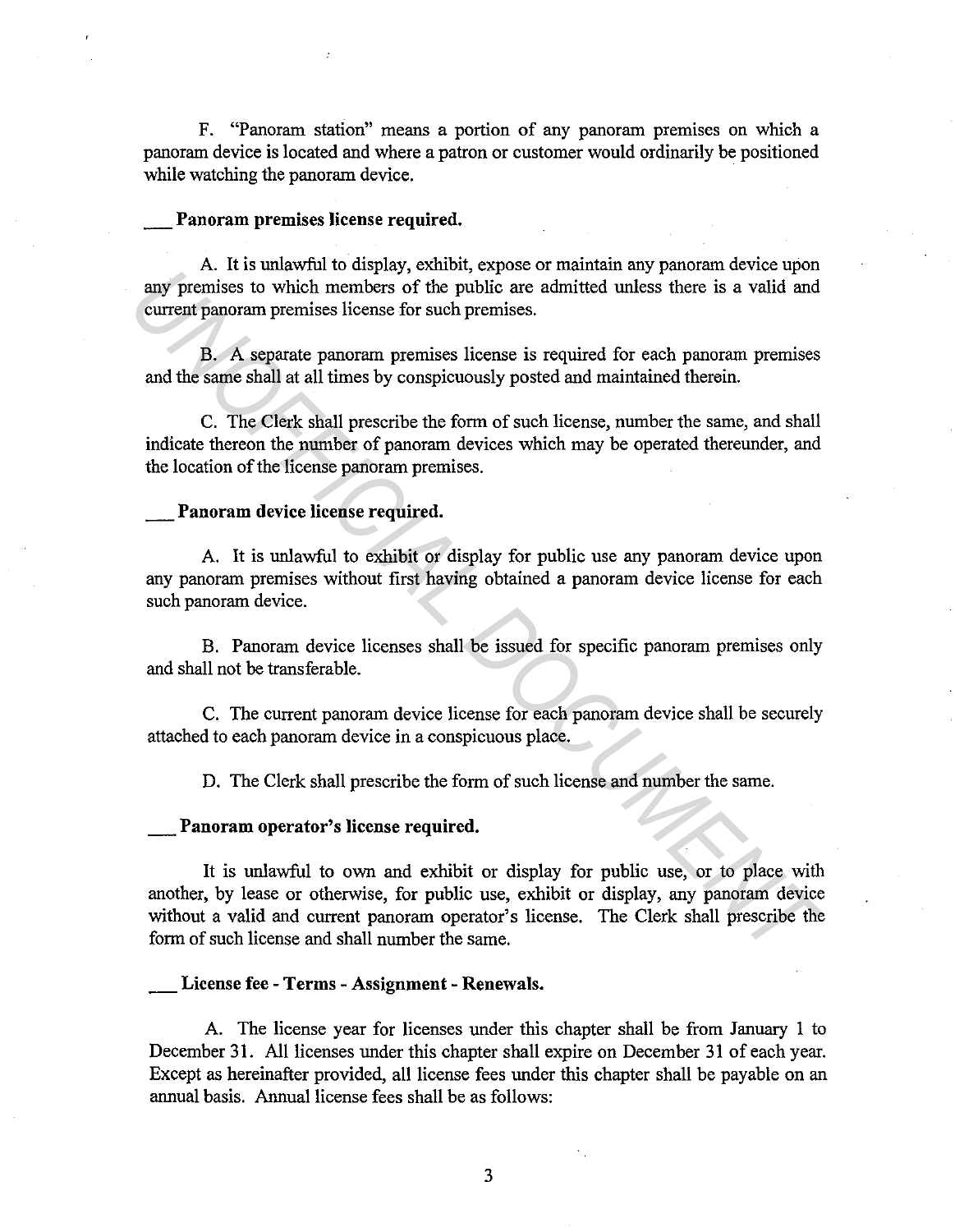F. "Panoram station" means a portion of any panoram premises on which a panoram device is located and where a patron or customer would ordinarily be positioned while watching the panoram device.

**___ Panoram premises license required.**

A. It is unlawful to display, exhibit, expose or maintain any panoram device upon any premises to which members of the public are admitted unless there is a valid and current panoram premises license for such premises.

B. A separate panoram premises license is required for each panoram premises and the same shall at all times by conspicuously posted and maintained therein.

C. The Clerk shall prescribe the form of such license, number the same, and shall indicate thereon the number of panoram devices which may be operated thereunder, and the location of the license panoram premises.

**___ Panoram device license required.**

A. It is unlawful to exhibit or display for public use any panoram device upon any panoram premises without first having obtained a panoram device license for each such panoram device.

B. Panoram device licenses shall be issued for specific panoram premises only and shall not be transferable.

C. The current panoram device license for each panoram device shall be securely attached to each panoram device in a conspicuous place.

D. The Clerk shall prescribe the form of such license and number the same.

**___ Panoram operator's license required.**

It is unlawful to own and exhibit or display for public use, or to place with another, by lease or otherwise, for public use, exhibit or display, any panoram device without a valid and current panoram operator's license. The Clerk shall prescribe the form of such license and shall number the same.

**___ License fee - Terms - Assignment - Renewals.**

A. The license year for licenses under this chapter shall be from January 1 to December 31. All licenses under this chapter shall expire on December 31 of each year. Except as hereinafter provided, all license fees under this chapter shall be payable on an annual basis. Annual license fees shall be as follows: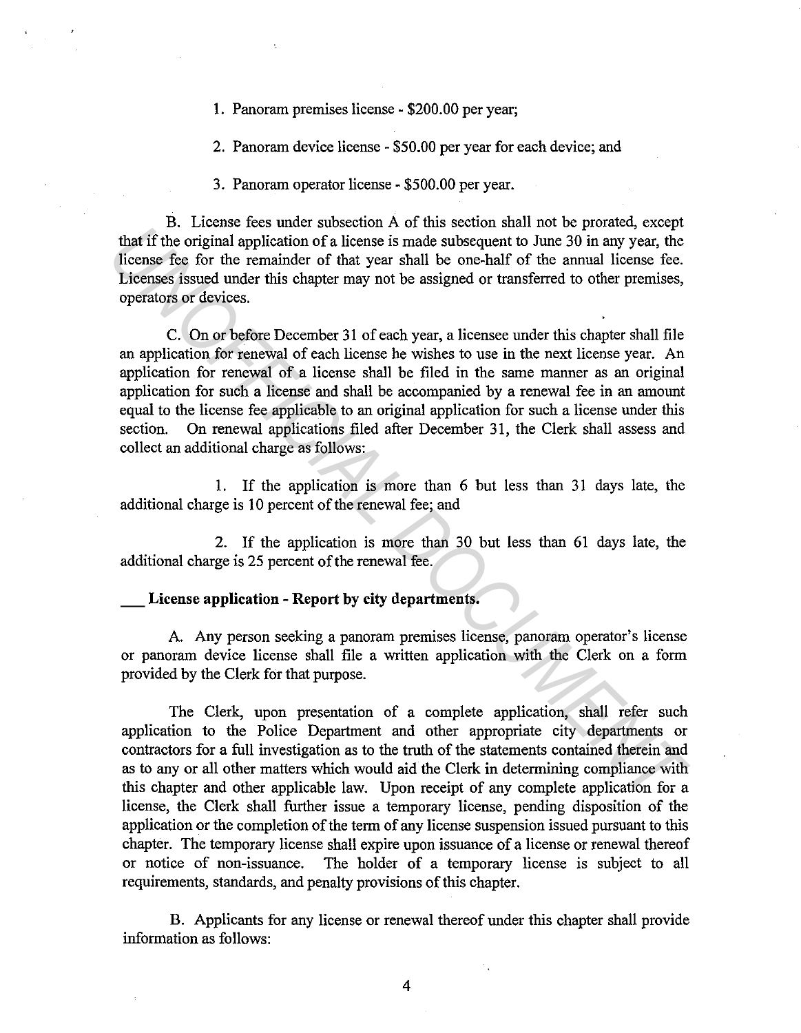1. Panoram premises license - $200.00 per year;

2. Panoram device license - $50.00 per year for each device; and

3. Panoram operator license - $500.00 per year.

B. License fees under subsection A of this section shall not be prorated, except that if the original application of a license is made subsequent to June 30 in any year, the license fee for the remainder of that year shall be one-half of the annual license fee. Licenses issued under this chapter may not be assigned or transferred to other premises, operators or devices.

C. On or before December 31 of each year, a licensee under this chapter shall file an application for renewal of each license he wishes to use in the next license year. An application for renewal of a license shall be filed in the same manner as an original application for such a license and shall be accompanied by a renewal fee in an amount equal to the license fee applicable to an original application for such a license under this section. On renewal applications filed after December 31, the Clerk shall assess and collect an additional charge as follows:

1. If the application is more than 6 but less than 31 days late, the additional charge is 10 percent of the renewal fee; and

2. If the application is more than 30 but less than 61 days late, the additional charge is 25 percent of the renewal fee.

**___ License application - Report by city departments.**

A. Any person seeking a panoram premises license, panoram operator's license or panoram device license shall file a written application with the Clerk on a form provided by the Clerk for that purpose.

The Clerk, upon presentation of a complete application, shall refer such application to the Police Department and other appropriate city departments or contractors for a full investigation as to the truth of the statements contained therein and as to any or all other matters which would aid the Clerk in determining compliance with this chapter and other applicable law. Upon receipt of any complete application for a license, the Clerk shall further issue a temporary license, pending disposition of the application or the completion of the term of any license suspension issued pursuant to this chapter. The temporary license shall expire upon issuance of a license or renewal thereof or notice of non-issuance. The holder of a temporary license is subject to all requirements, standards, and penalty provisions of this chapter.

B. Applicants for any license or renewal thereof under this chapter shall provide information as follows: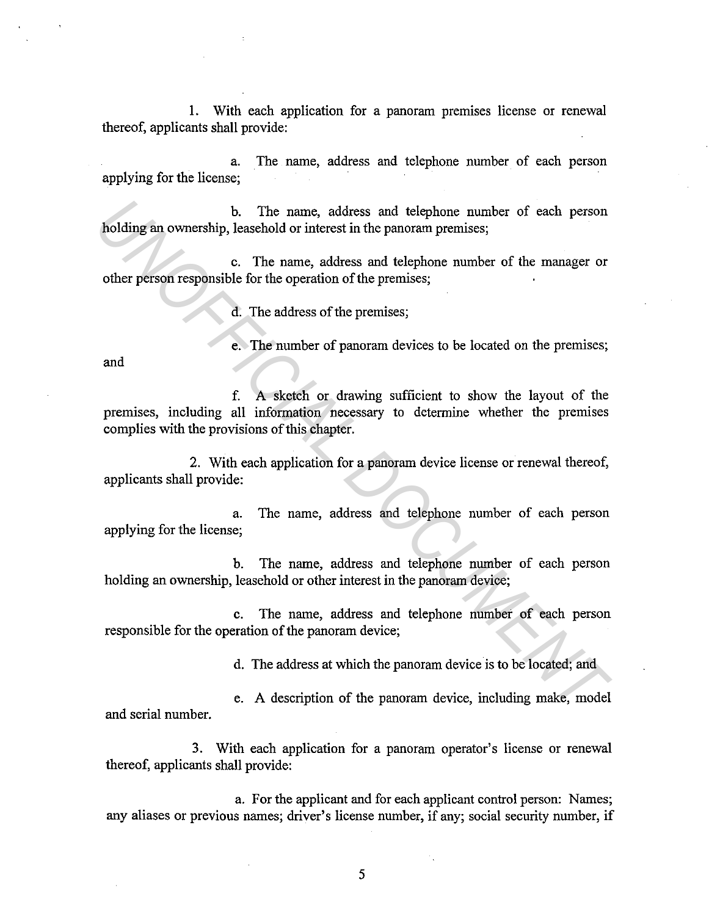1. With each application for a panoram premises license or renewal thereof, applicants shall provide:

a. The name, address and telephone number of each person applying for the license;

b. The name, address and telephone number of each person holding an ownership, leasehold or interest in the panoram premises;

c. The name, address and telephone number of the manager or other person responsible for the operation of the premises;

d. The address of the premises;

e. The number of panoram devices to be located on the premises; and

f. A sketch or drawing sufficient to show the layout of the premises, including all information necessary to determine whether the premises complies with the provisions of this chapter.

2. With each application for a panoram device license or renewal thereof, applicants shall provide:

a. The name, address and telephone number of each person applying for the license;

b. The name, address and telephone number of each person holding an ownership, leasehold or other interest in the panoram device;

c. The name, address and telephone number of each person responsible for the operation of the panoram device;

d. The address at which the panoram device is to be located; and

e. A description of the panoram device, including make, model and serial number.

3. With each application for a panoram operator's license or renewal thereof, applicants shall provide:

a. For the applicant and for each applicant control person: Names; any aliases or previous names; driver's license number, if any; social security number, if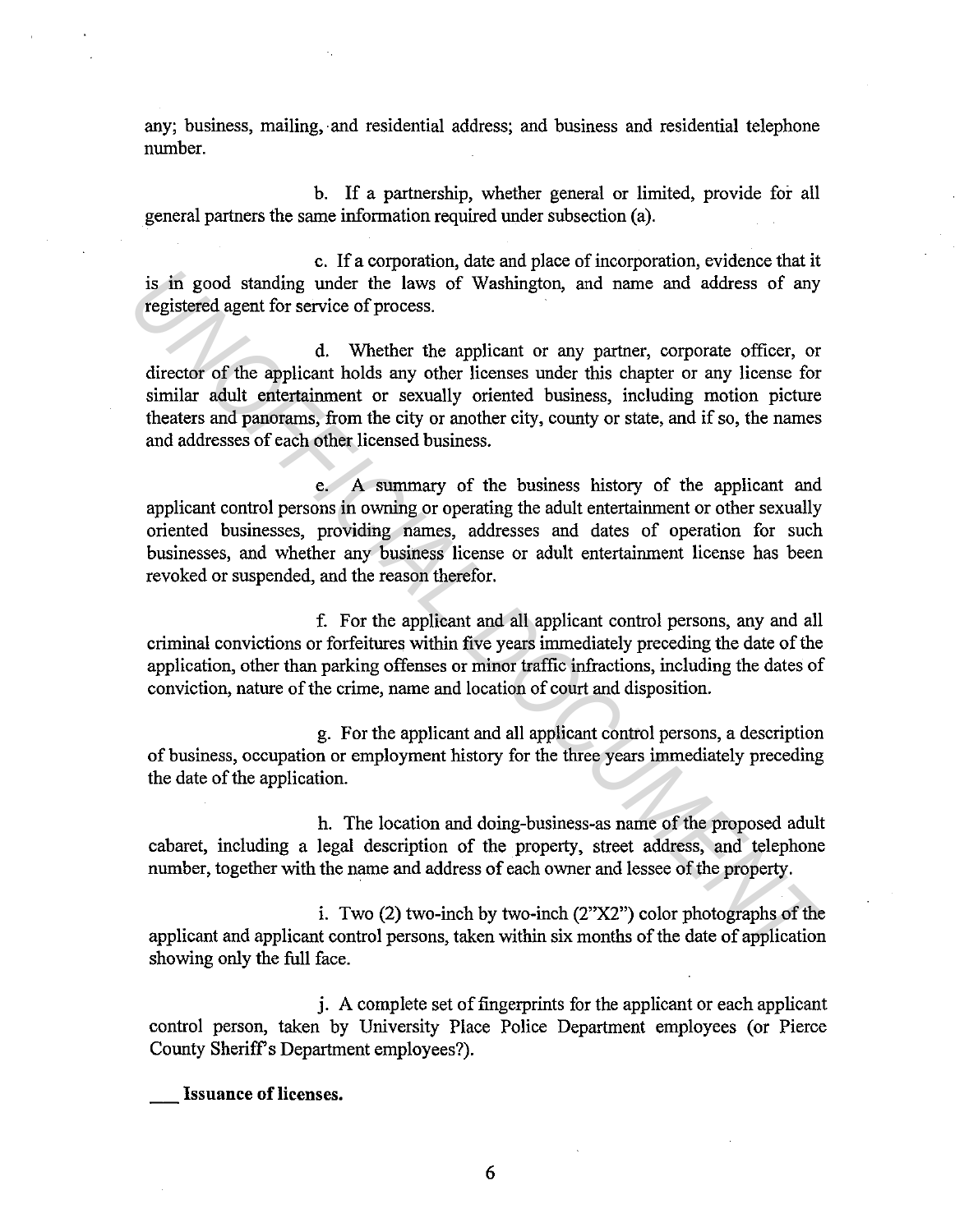any; business, mailing, and residential address; and business and residential telephone number.

b. If a partnership, whether general or limited, provide for all general partners the same information required under subsection (a).

c. If a corporation, date and place of incorporation, evidence that it is in good standing under the laws of Washington, and name and address of any registered agent for service of process.

d. Whether the applicant or any partner, corporate officer, or director of the applicant holds any other licenses under this chapter or any license for similar adult entertainment or sexually oriented business, including motion picture theaters and panorams, from the city or another city, county or state, and if so, the names and addresses of each other licensed business.

e. A summary of the business history of the applicant and applicant control persons in owning or operating the adult entertainment or other sexually oriented businesses, providing names, addresses and dates of operation for such businesses, and whether any business license or adult entertainment license has been revoked or suspended, and the reason therefor.

f. For the applicant and all applicant control persons, any and all criminal convictions or forfeitures within five years immediately preceding the date of the application, other than parking offenses or minor traffic infractions, including the dates of conviction, nature of the crime, name and location of court and disposition.

g. For the applicant and all applicant control persons, a description of business, occupation or employment history for the three years immediately preceding the date of the application.

h. The location and doing-business-as name of the proposed adult cabaret, including a legal description of the property, street address, and telephone number, together with the name and address of each owner and lessee of the property.

i. Two (2) two-inch by two-inch (2"X2") color photographs of the applicant and applicant control persons, taken within six months of the date of application showing only the full face.

j. A complete set of fingerprints for the applicant or each applicant control person, taken by University Place Police Department employees (or Pierce County Sheriff's Department employees?).

**___ Issuance of licenses.**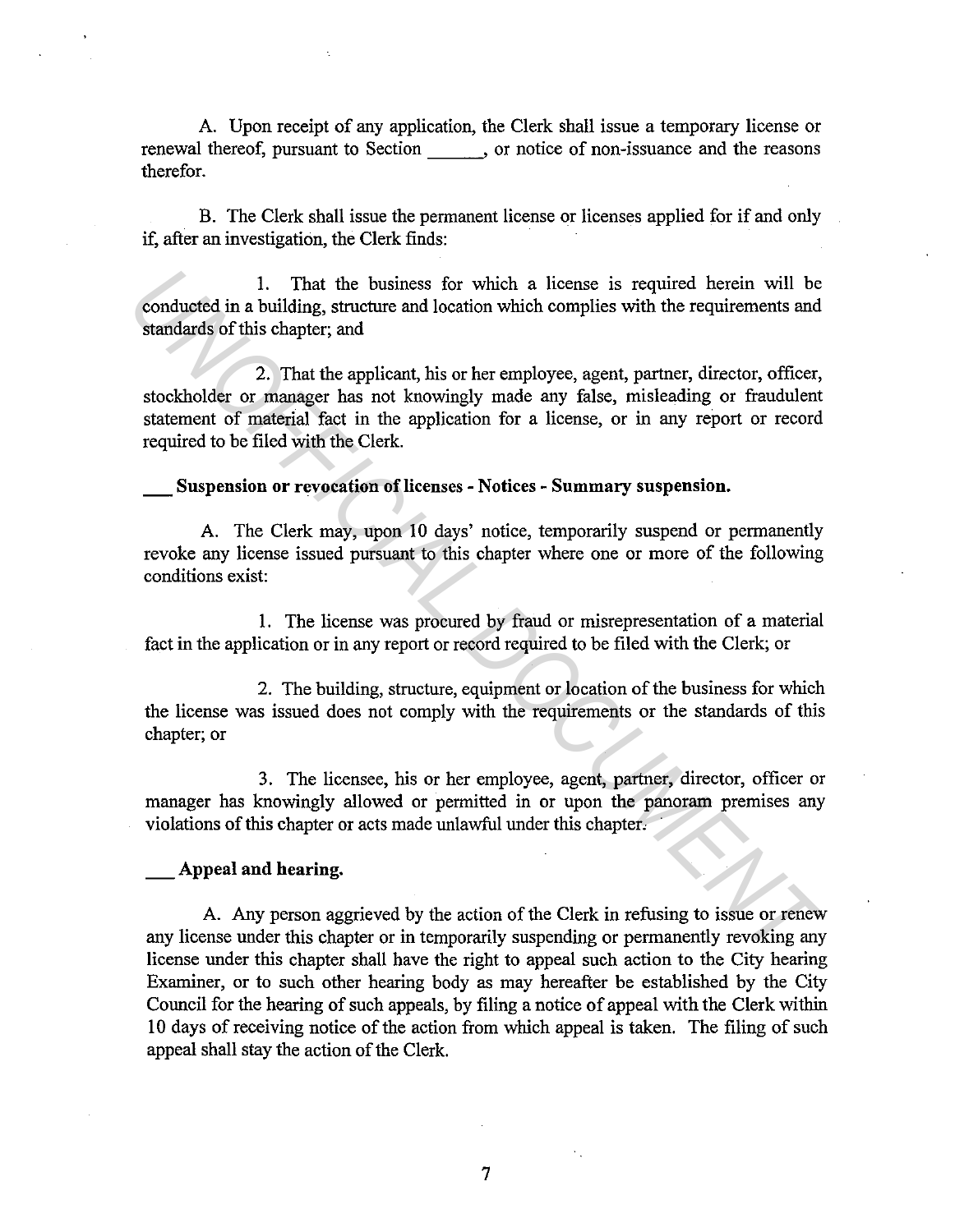A. Upon receipt of any application, the Clerk shall issue a temporary license or renewal thereof, pursuant to Section ______, or notice of non-issuance and the reasons therefor.

B. The Clerk shall issue the permanent license or licenses applied for if and only if, after an investigation, the Clerk finds:

1. That the business for which a license is required herein will be conducted in a building, structure and location which complies with the requirements and standards of this chapter; and

2. That the applicant, his or her employee, agent, partner, director, officer, stockholder or manager has not knowingly made any false, misleading or fraudulent statement of material fact in the application for a license, or in any report or record required to be filed with the Clerk.

**___ Suspension or revocation of licenses - Notices - Summary suspension.**

A. The Clerk may, upon 10 days' notice, temporarily suspend or permanently revoke any license issued pursuant to this chapter where one or more of the following conditions exist:

1. The license was procured by fraud or misrepresentation of a material fact in the application or in any report or record required to be filed with the Clerk; or

2. The building, structure, equipment or location of the business for which the license was issued does not comply with the requirements or the standards of this chapter; or

3. The licensee, his or her employee, agent, partner, director, officer or manager has knowingly allowed or permitted in or upon the panoram premises any violations of this chapter or acts made unlawful under this chapter.

**___ Appeal and hearing.**

A. Any person aggrieved by the action of the Clerk in refusing to issue or renew any license under this chapter or in temporarily suspending or permanently revoking any license under this chapter shall have the right to appeal such action to the City hearing Examiner, or to such other hearing body as may hereafter be established by the City Council for the hearing of such appeals, by filing a notice of appeal with the Clerk within 10 days of receiving notice of the action from which appeal is taken. The filing of such appeal shall stay the action of the Clerk.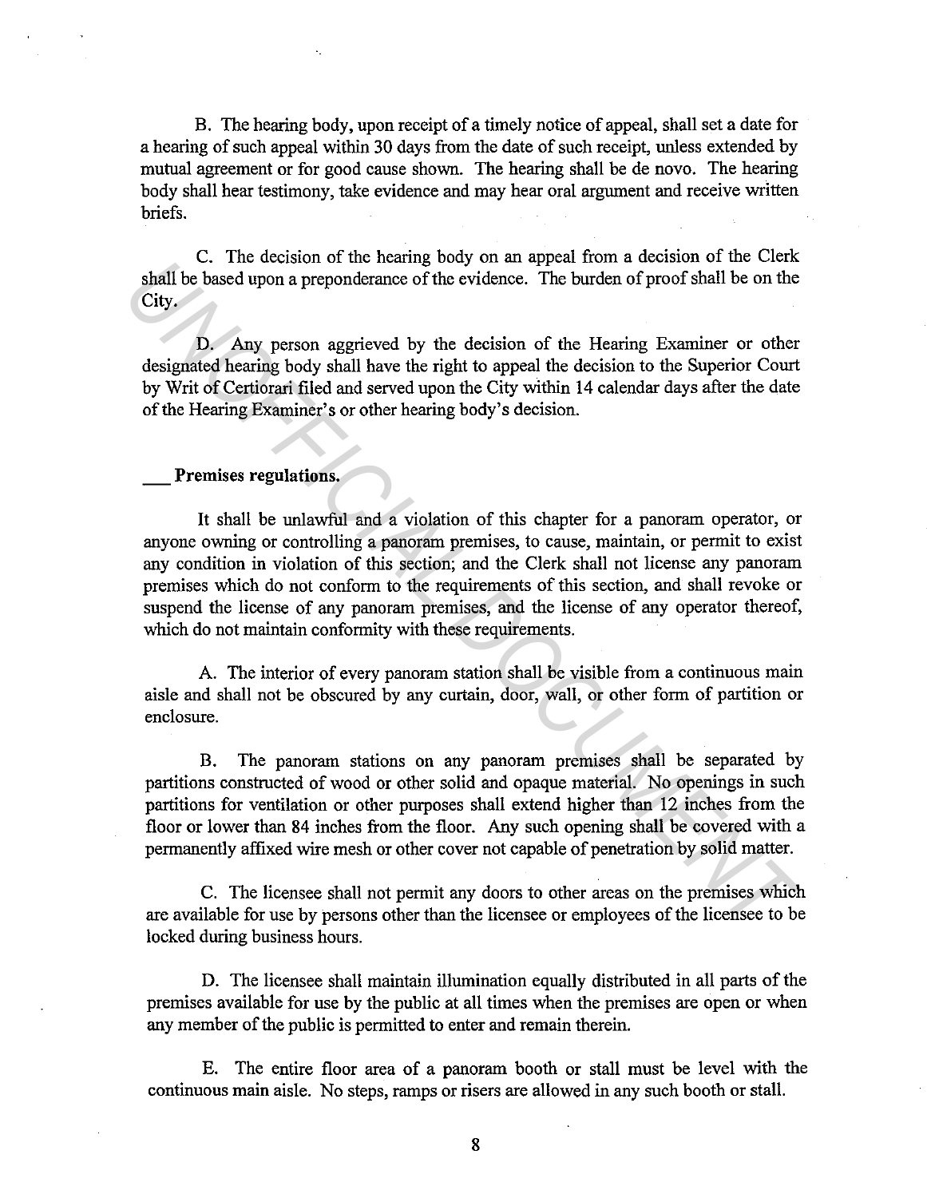B. The hearing body, upon receipt of a timely notice of appeal, shall set a date for a hearing of such appeal within 30 days from the date of such receipt, unless extended by mutual agreement or for good cause shown. The hearing shall be de novo. The hearing body shall hear testimony, take evidence and may hear oral argument and receive written briefs.

C. The decision of the hearing body on an appeal from a decision of the Clerk shall be based upon a preponderance of the evidence. The burden of proof shall be on the City.

D. Any person aggrieved by the decision of the Hearing Examiner or other designated hearing body shall have the right to appeal the decision to the Superior Court by Writ of Certiorari filed and served upon the City within 14 calendar days after the date of the Hearing Examiner's or other hearing body's decision.

**___ Premises regulations.**

It shall be unlawful and a violation of this chapter for a panoram operator, or anyone owning or controlling a panoram premises, to cause, maintain, or permit to exist any condition in violation of this section; and the Clerk shall not license any panoram premises which do not conform to the requirements of this section, and shall revoke or suspend the license of any panoram premises, and the license of any operator thereof, which do not maintain conformity with these requirements.

A. The interior of every panoram station shall be visible from a continuous main aisle and shall not be obscured by any curtain, door, wall, or other form of partition or enclosure.

B. The panoram stations on any panoram premises shall be separated by partitions constructed of wood or other solid and opaque material. No openings in such partitions for ventilation or other purposes shall extend higher than 12 inches from the floor or lower than 84 inches from the floor. Any such opening shall be covered with a permanently affixed wire mesh or other cover not capable of penetration by solid matter.

C. The licensee shall not permit any doors to other areas on the premises which are available for use by persons other than the licensee or employees of the licensee to be locked during business hours.

D. The licensee shall maintain illumination equally distributed in all parts of the premises available for use by the public at all times when the premises are open or when any member of the public is permitted to enter and remain therein.

E. The entire floor area of a panoram booth or stall must be level with the continuous main aisle. No steps, ramps or risers are allowed in any such booth or stall.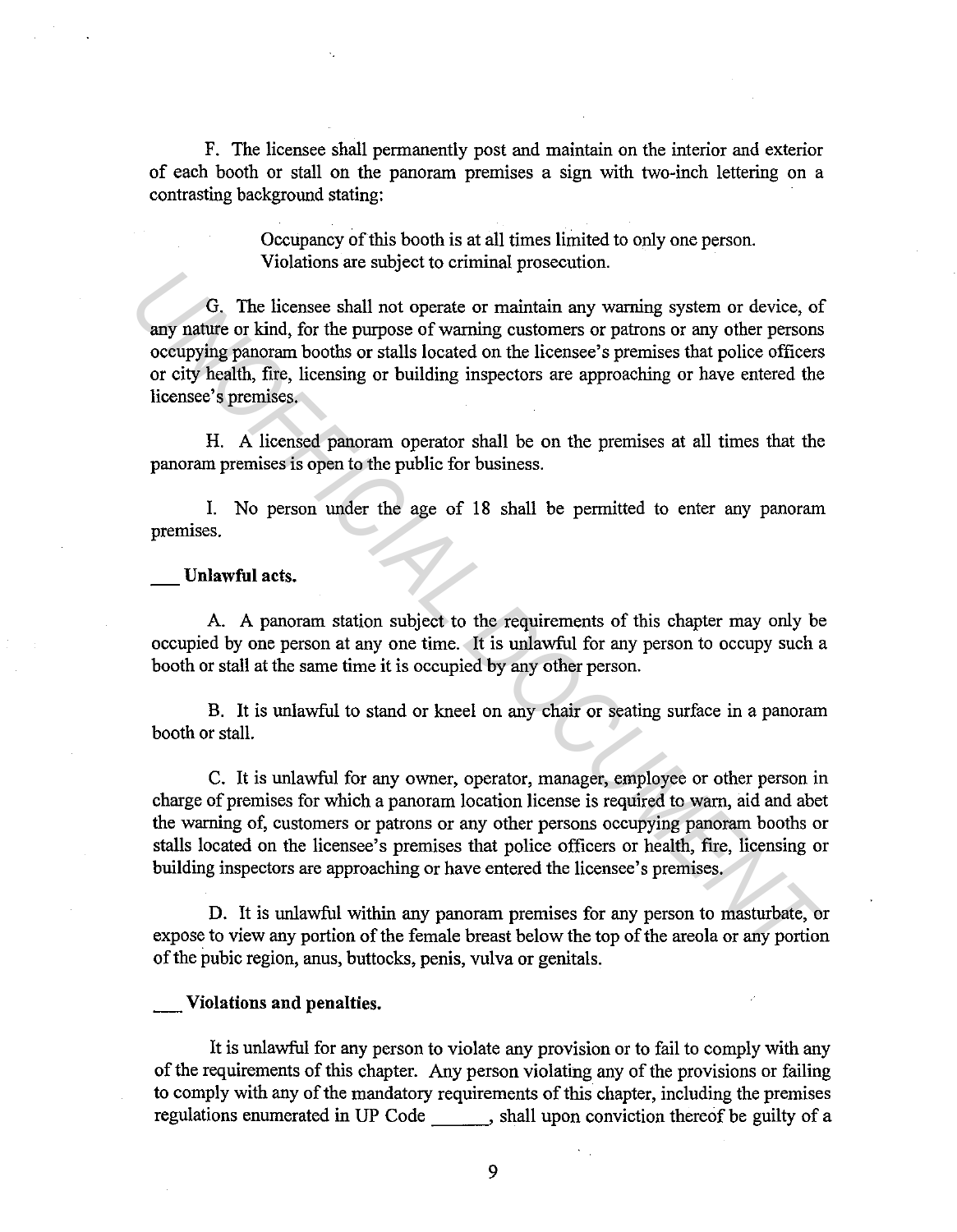F. The licensee shall permanently post and maintain on the interior and exterior of each booth or stall on the panoram premises a sign with two-inch lettering on a contrasting background stating:

> Occupancy of this booth is at all times limited to only one person.
> Violations are subject to criminal prosecution.

G. The licensee shall not operate or maintain any warning system or device, of any nature or kind, for the purpose of warning customers or patrons or any other persons occupying panoram booths or stalls located on the licensee's premises that police officers or city health, fire, licensing or building inspectors are approaching or have entered the licensee's premises.

H. A licensed panoram operator shall be on the premises at all times that the panoram premises is open to the public for business.

I. No person under the age of 18 shall be permitted to enter any panoram premises.

**___ Unlawful acts.**

A. A panoram station subject to the requirements of this chapter may only be occupied by one person at any one time. It is unlawful for any person to occupy such a booth or stall at the same time it is occupied by any other person.

B. It is unlawful to stand or kneel on any chair or seating surface in a panoram booth or stall.

C. It is unlawful for any owner, operator, manager, employee or other person in charge of premises for which a panoram location license is required to warn, aid and abet the warning of, customers or patrons or any other persons occupying panoram booths or stalls located on the licensee's premises that police officers or health, fire, licensing or building inspectors are approaching or have entered the licensee's premises.

D. It is unlawful within any panoram premises for any person to masturbate, or expose to view any portion of the female breast below the top of the areola or any portion of the pubic region, anus, buttocks, penis, vulva or genitals.

**___ Violations and penalties.**

It is unlawful for any person to violate any provision or to fail to comply with any of the requirements of this chapter. Any person violating any of the provisions or failing to comply with any of the mandatory requirements of this chapter, including the premises regulations enumerated in UP Code ______, shall upon conviction thereof be guilty of a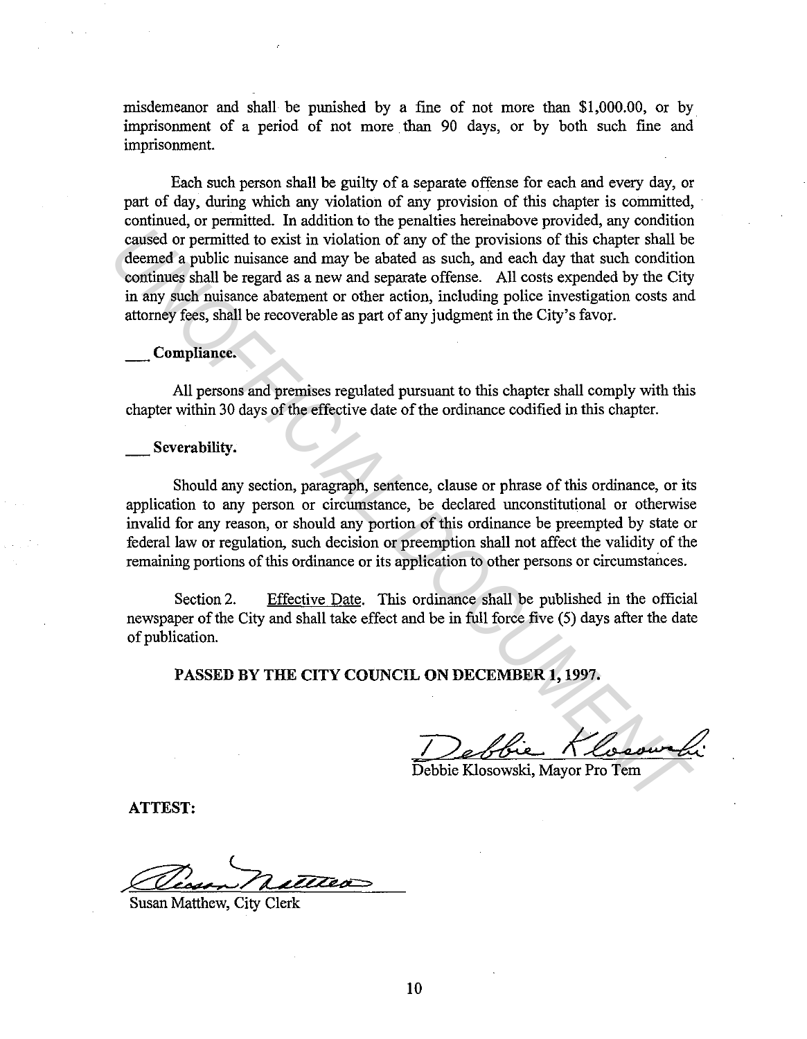misdemeanor and shall be punished by a fine of not more than $1,000.00, or by imprisonment of a period of not more than 90 days, or by both such fine and imprisonment.

Each such person shall be guilty of a separate offense for each and every day, or part of day, during which any violation of any provision of this chapter is committed, continued, or permitted. In addition to the penalties hereinabove provided, any condition caused or permitted to exist in violation of any of the provisions of this chapter shall be deemed a public nuisance and may be abated as such, and each day that such condition continues shall be regard as a new and separate offense. All costs expended by the City in any such nuisance abatement or other action, including police investigation costs and attorney fees, shall be recoverable as part of any judgment in the City's favor.

___ **Compliance.**

All persons and premises regulated pursuant to this chapter shall comply with this chapter within 30 days of the effective date of the ordinance codified in this chapter.

___ **Severability.**

Should any section, paragraph, sentence, clause or phrase of this ordinance, or its application to any person or circumstance, be declared unconstitutional or otherwise invalid for any reason, or should any portion of this ordinance be preempted by state or federal law or regulation, such decision or preemption shall not affect the validity of the remaining portions of this ordinance or its application to other persons or circumstances.

Section 2. Effective Date. This ordinance shall be published in the official newspaper of the City and shall take effect and be in full force five (5) days after the date of publication.

**PASSED BY THE CITY COUNCIL ON DECEMBER 1, 1997.**

Debbie Klosowski
Debbie Klosowski, Mayor Pro Tem

**ATTEST:**

Susan Matthew
Susan Matthew, City Clerk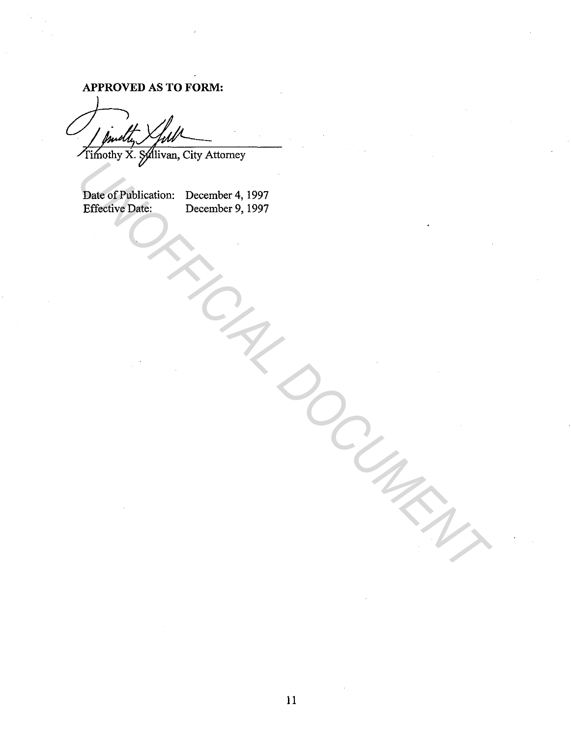**APPROVED AS TO FORM:**

Timothy X. Sullivan, City Attorney

| | |
|---|---|
| Date of Publication: | December 4, 1997 |
| Effective Date: | December 9, 1997 |